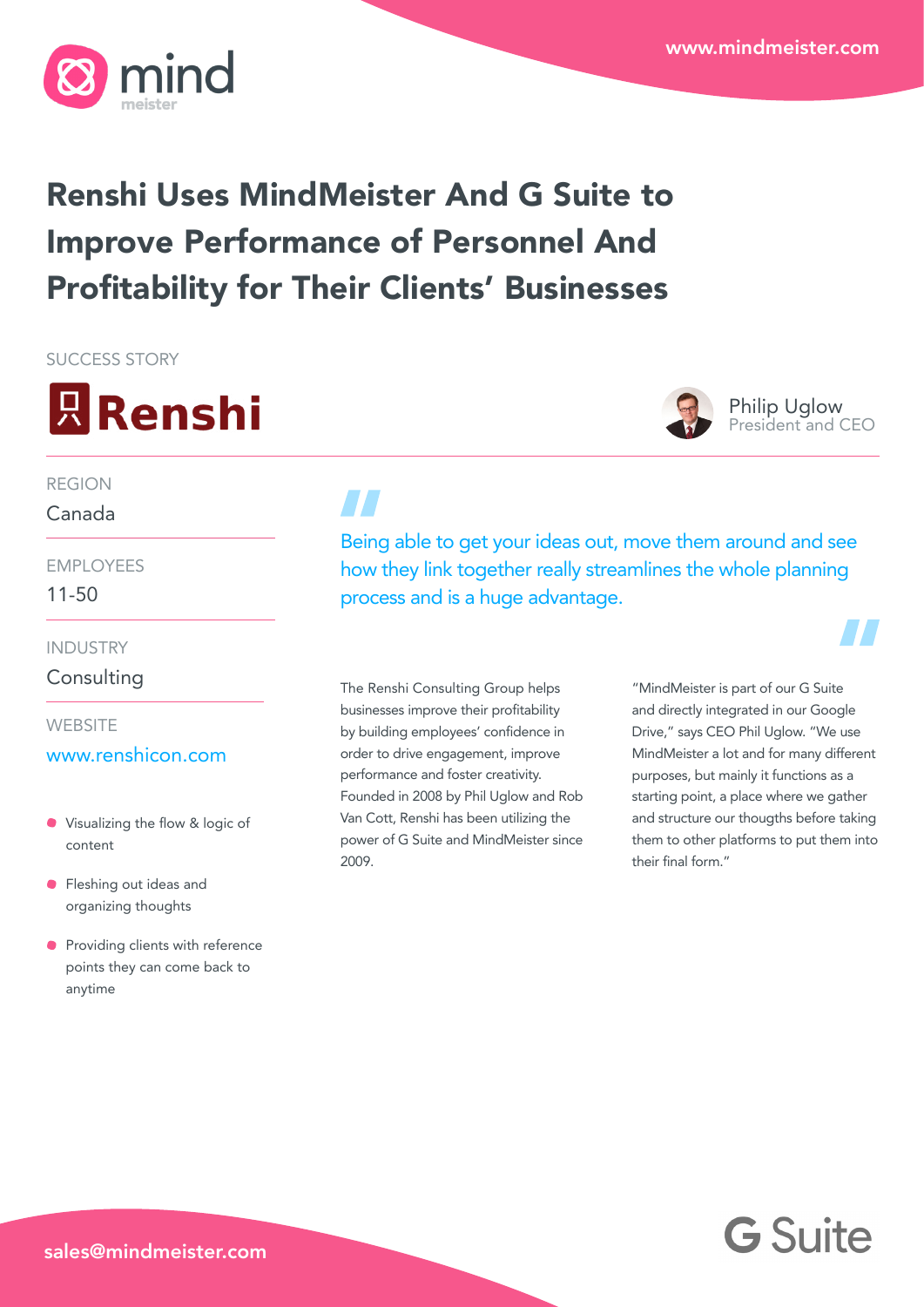www.mindmeister.com

# Renshi Uses MindMeister And G Suite to Improve Performance of Personnel And Profitability for Their Clients' Businesses

SUCCESS STORY

**Renshi**

Philip Uglow
President and CEO

REGION
Canada

EMPLOYEES
11-50

INDUSTRY
Consulting

WEBSITE
www.renshicon.com

- Visualizing the flow & logic of content
- Fleshing out ideas and organizing thoughts
- Providing clients with reference points they can come back to anytime

> Being able to get your ideas out, move them around and see how they link together really streamlines the whole planning process and is a huge advantage.

The Renshi Consulting Group helps businesses improve their profitability by building employees' confidence in order to drive engagement, improve performance and foster creativity. Founded in 2008 by Phil Uglow and Rob Van Cott, Renshi has been utilizing the power of G Suite and MindMeister since 2009.

"MindMeister is part of our G Suite and directly integrated in our Google Drive," says CEO Phil Uglow. "We use MindMeister a lot and for many different purposes, but mainly it functions as a starting point, a place where we gather and structure our thougths before taking them to other platforms to put them into their final form."

sales@mindmeister.com

G Suite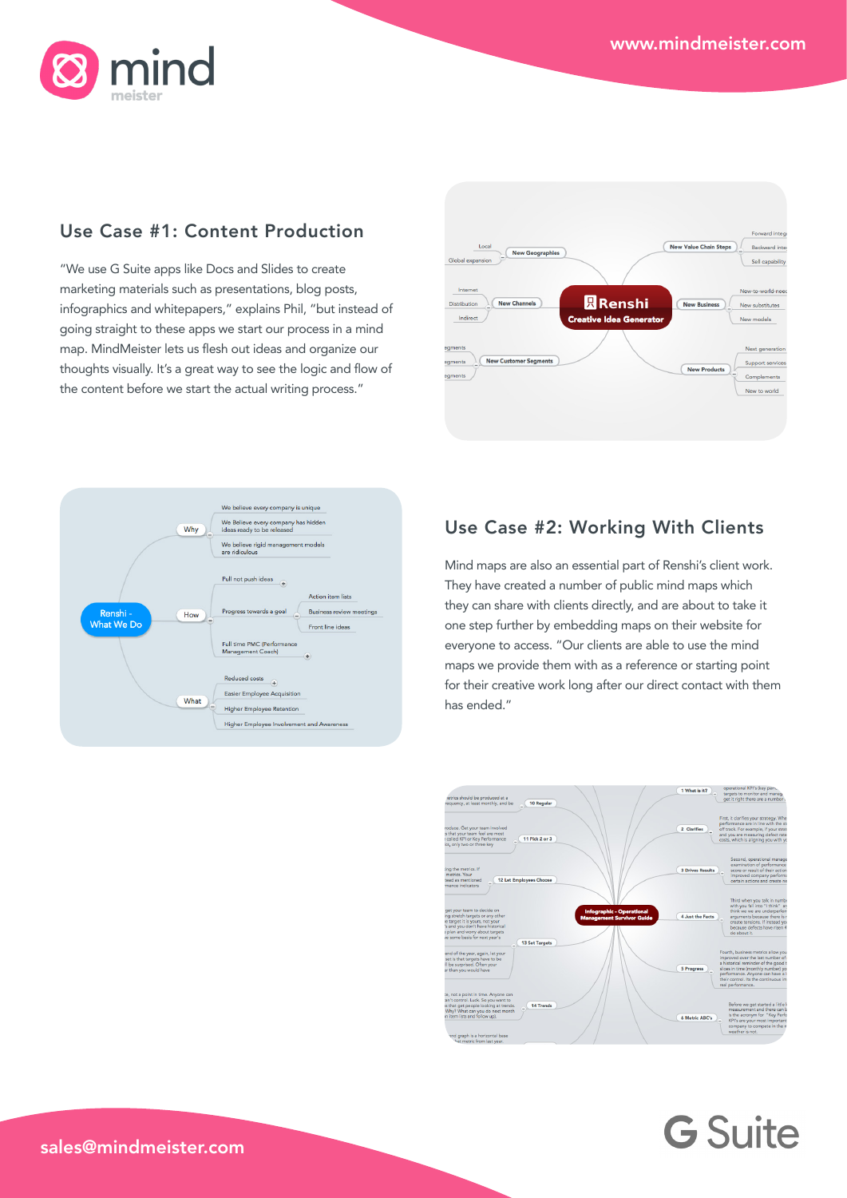## Use Case #1: Content Production

"We use G Suite apps like Docs and Slides to create marketing materials such as presentations, blog posts, infographics and whitepapers," explains Phil, "but instead of going straight to these apps we start our process in a mind map. MindMeister lets us flesh out ideas and organize our thoughts visually. It's a great way to see the logic and flow of the content before we start the actual writing process."

## Use Case #2: Working With Clients

Mind maps are also an essential part of Renshi's client work. They have created a number of public mind maps which they can share with clients directly, and are about to take it one step further by embedding maps on their website for everyone to access. "Our clients are able to use the mind maps we provide them with as a reference or starting point for their creative work long after our direct contact with them has ended."